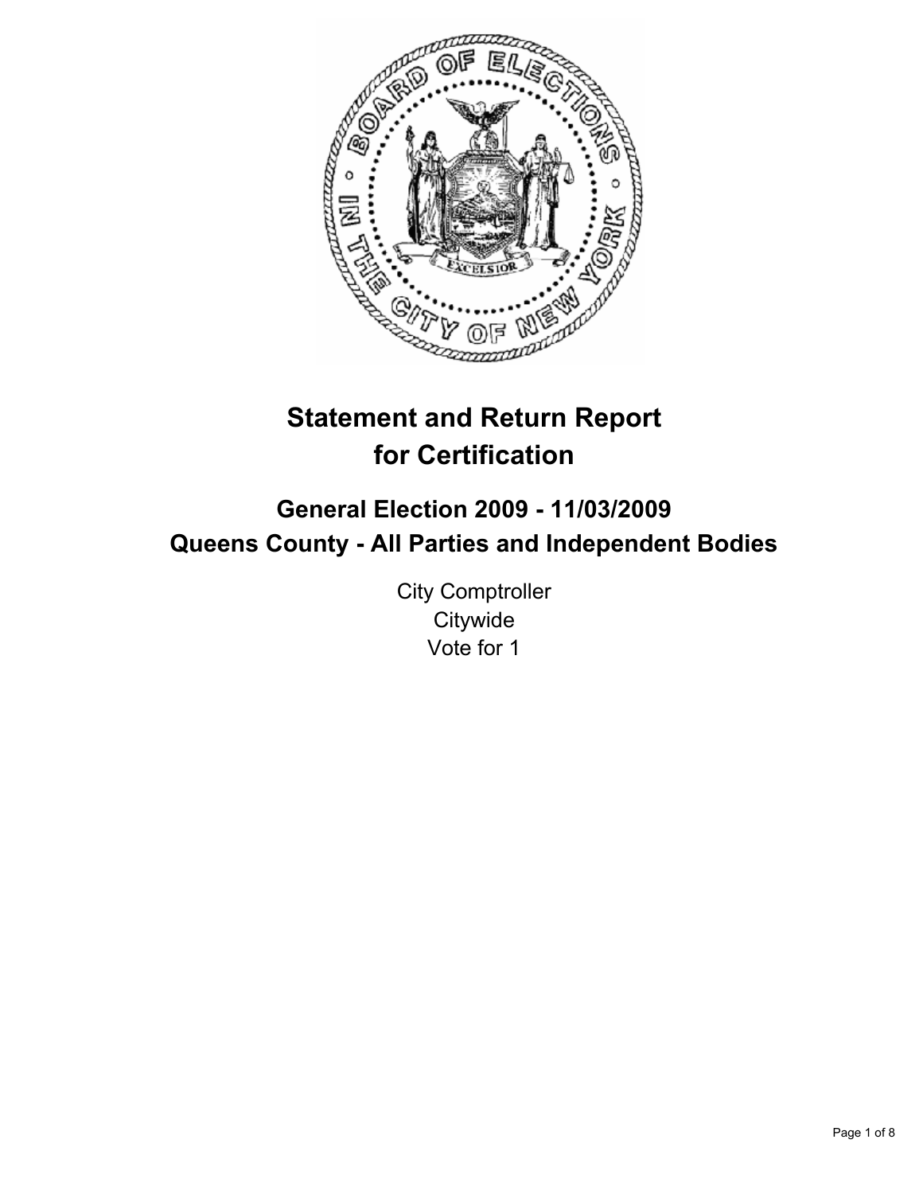# Statement and Return Report for Certification

## General Election 2009 - 11/03/2009
## Queens County - All Parties and Independent Bodies

City Comptroller
Citywide
Vote for 1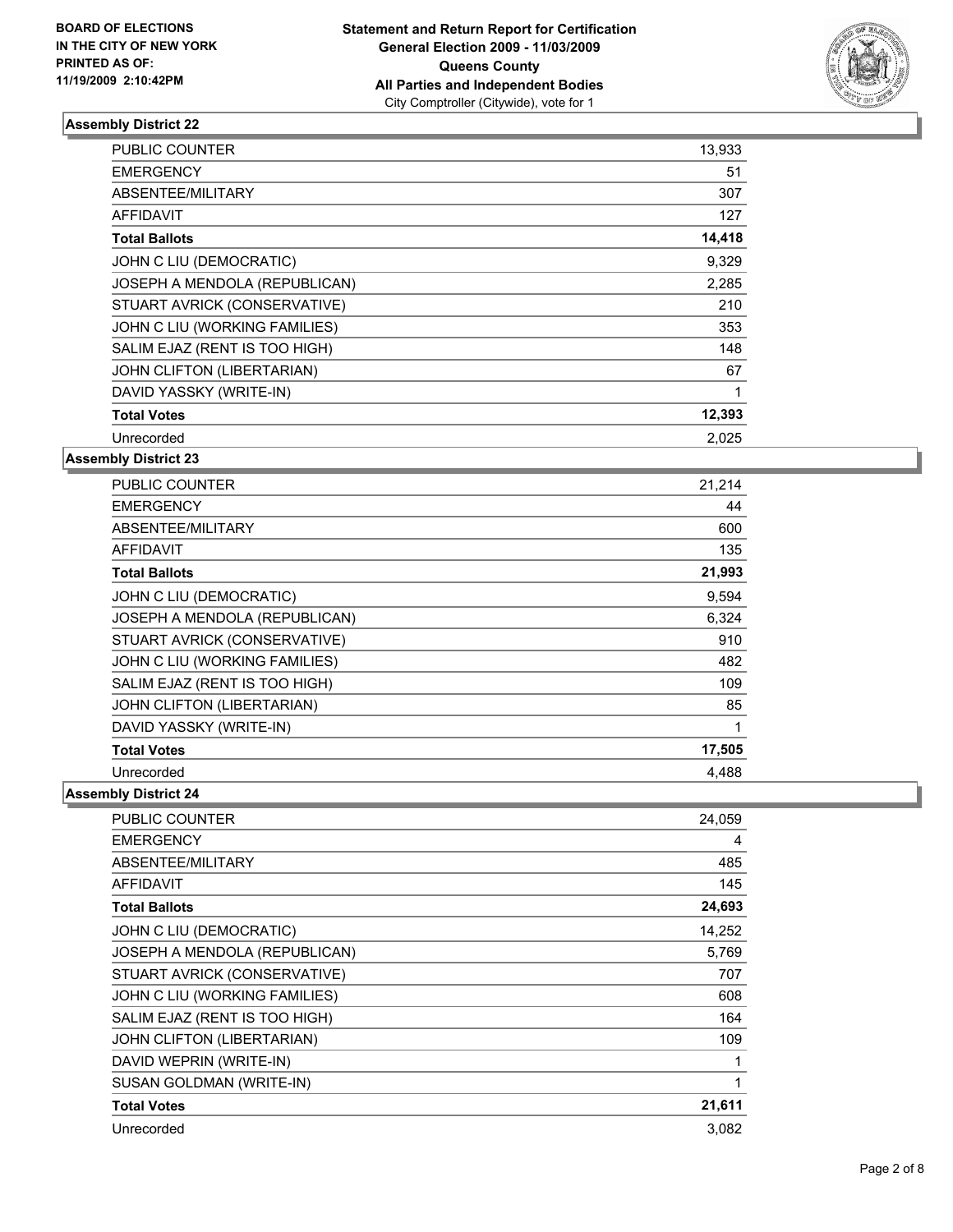BOARD OF ELECTIONS
IN THE CITY OF NEW YORK
PRINTED AS OF:
11/19/2009 2:10:42PM

**Statement and Return Report for Certification**
**General Election 2009 - 11/03/2009**
**Queens County**
**All Parties and Independent Bodies**
City Comptroller (Citywide), vote for 1

### Assembly District 22

| | |
|---|---|
| PUBLIC COUNTER | 13,933 |
| EMERGENCY | 51 |
| ABSENTEE/MILITARY | 307 |
| AFFIDAVIT | 127 |
| **Total Ballots** | **14,418** |
| JOHN C LIU (DEMOCRATIC) | 9,329 |
| JOSEPH A MENDOLA (REPUBLICAN) | 2,285 |
| STUART AVRICK (CONSERVATIVE) | 210 |
| JOHN C LIU (WORKING FAMILIES) | 353 |
| SALIM EJAZ (RENT IS TOO HIGH) | 148 |
| JOHN CLIFTON (LIBERTARIAN) | 67 |
| DAVID YASSKY (WRITE-IN) | 1 |
| **Total Votes** | **12,393** |
| Unrecorded | 2,025 |

### Assembly District 23

| | |
|---|---|
| PUBLIC COUNTER | 21,214 |
| EMERGENCY | 44 |
| ABSENTEE/MILITARY | 600 |
| AFFIDAVIT | 135 |
| **Total Ballots** | **21,993** |
| JOHN C LIU (DEMOCRATIC) | 9,594 |
| JOSEPH A MENDOLA (REPUBLICAN) | 6,324 |
| STUART AVRICK (CONSERVATIVE) | 910 |
| JOHN C LIU (WORKING FAMILIES) | 482 |
| SALIM EJAZ (RENT IS TOO HIGH) | 109 |
| JOHN CLIFTON (LIBERTARIAN) | 85 |
| DAVID YASSKY (WRITE-IN) | 1 |
| **Total Votes** | **17,505** |
| Unrecorded | 4,488 |

### Assembly District 24

| | |
|---|---|
| PUBLIC COUNTER | 24,059 |
| EMERGENCY | 4 |
| ABSENTEE/MILITARY | 485 |
| AFFIDAVIT | 145 |
| **Total Ballots** | **24,693** |
| JOHN C LIU (DEMOCRATIC) | 14,252 |
| JOSEPH A MENDOLA (REPUBLICAN) | 5,769 |
| STUART AVRICK (CONSERVATIVE) | 707 |
| JOHN C LIU (WORKING FAMILIES) | 608 |
| SALIM EJAZ (RENT IS TOO HIGH) | 164 |
| JOHN CLIFTON (LIBERTARIAN) | 109 |
| DAVID WEPRIN (WRITE-IN) | 1 |
| SUSAN GOLDMAN (WRITE-IN) | 1 |
| **Total Votes** | **21,611** |
| Unrecorded | 3,082 |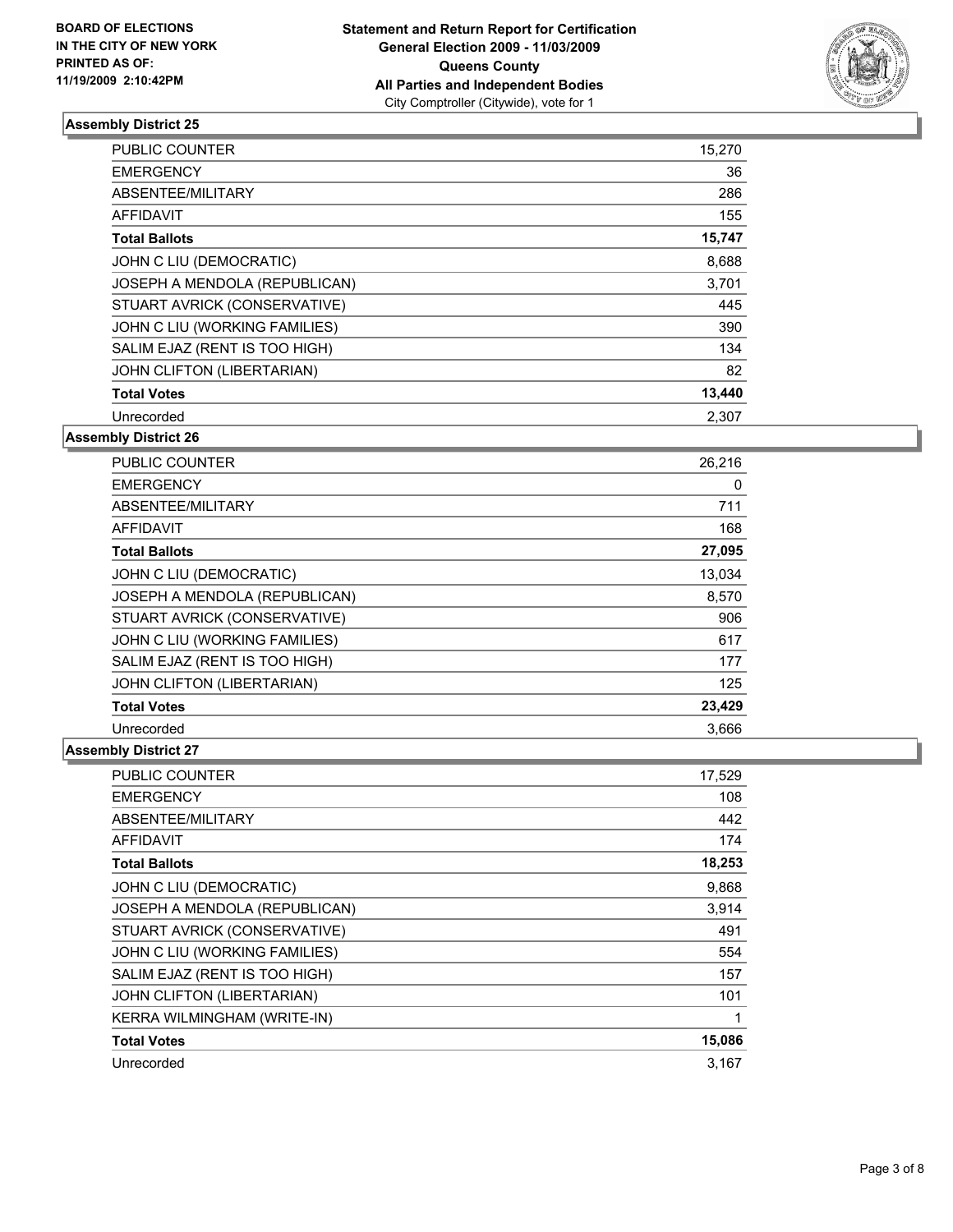**BOARD OF ELECTIONS IN THE CITY OF NEW YORK PRINTED AS OF: 11/19/2009 2:10:42PM**

**Statement and Return Report for Certification General Election 2009 - 11/03/2009 Queens County All Parties and Independent Bodies**
City Comptroller (Citywide), vote for 1

### Assembly District 25

| | |
|---|---|
| PUBLIC COUNTER | 15,270 |
| EMERGENCY | 36 |
| ABSENTEE/MILITARY | 286 |
| AFFIDAVIT | 155 |
| **Total Ballots** | **15,747** |
| JOHN C LIU (DEMOCRATIC) | 8,688 |
| JOSEPH A MENDOLA (REPUBLICAN) | 3,701 |
| STUART AVRICK (CONSERVATIVE) | 445 |
| JOHN C LIU (WORKING FAMILIES) | 390 |
| SALIM EJAZ (RENT IS TOO HIGH) | 134 |
| JOHN CLIFTON (LIBERTARIAN) | 82 |
| **Total Votes** | **13,440** |
| Unrecorded | 2,307 |

### Assembly District 26

| | |
|---|---|
| PUBLIC COUNTER | 26,216 |
| EMERGENCY | 0 |
| ABSENTEE/MILITARY | 711 |
| AFFIDAVIT | 168 |
| **Total Ballots** | **27,095** |
| JOHN C LIU (DEMOCRATIC) | 13,034 |
| JOSEPH A MENDOLA (REPUBLICAN) | 8,570 |
| STUART AVRICK (CONSERVATIVE) | 906 |
| JOHN C LIU (WORKING FAMILIES) | 617 |
| SALIM EJAZ (RENT IS TOO HIGH) | 177 |
| JOHN CLIFTON (LIBERTARIAN) | 125 |
| **Total Votes** | **23,429** |
| Unrecorded | 3,666 |

### Assembly District 27

| | |
|---|---|
| PUBLIC COUNTER | 17,529 |
| EMERGENCY | 108 |
| ABSENTEE/MILITARY | 442 |
| AFFIDAVIT | 174 |
| **Total Ballots** | **18,253** |
| JOHN C LIU (DEMOCRATIC) | 9,868 |
| JOSEPH A MENDOLA (REPUBLICAN) | 3,914 |
| STUART AVRICK (CONSERVATIVE) | 491 |
| JOHN C LIU (WORKING FAMILIES) | 554 |
| SALIM EJAZ (RENT IS TOO HIGH) | 157 |
| JOHN CLIFTON (LIBERTARIAN) | 101 |
| KERRA WILMINGHAM (WRITE-IN) | 1 |
| **Total Votes** | **15,086** |
| Unrecorded | 3,167 |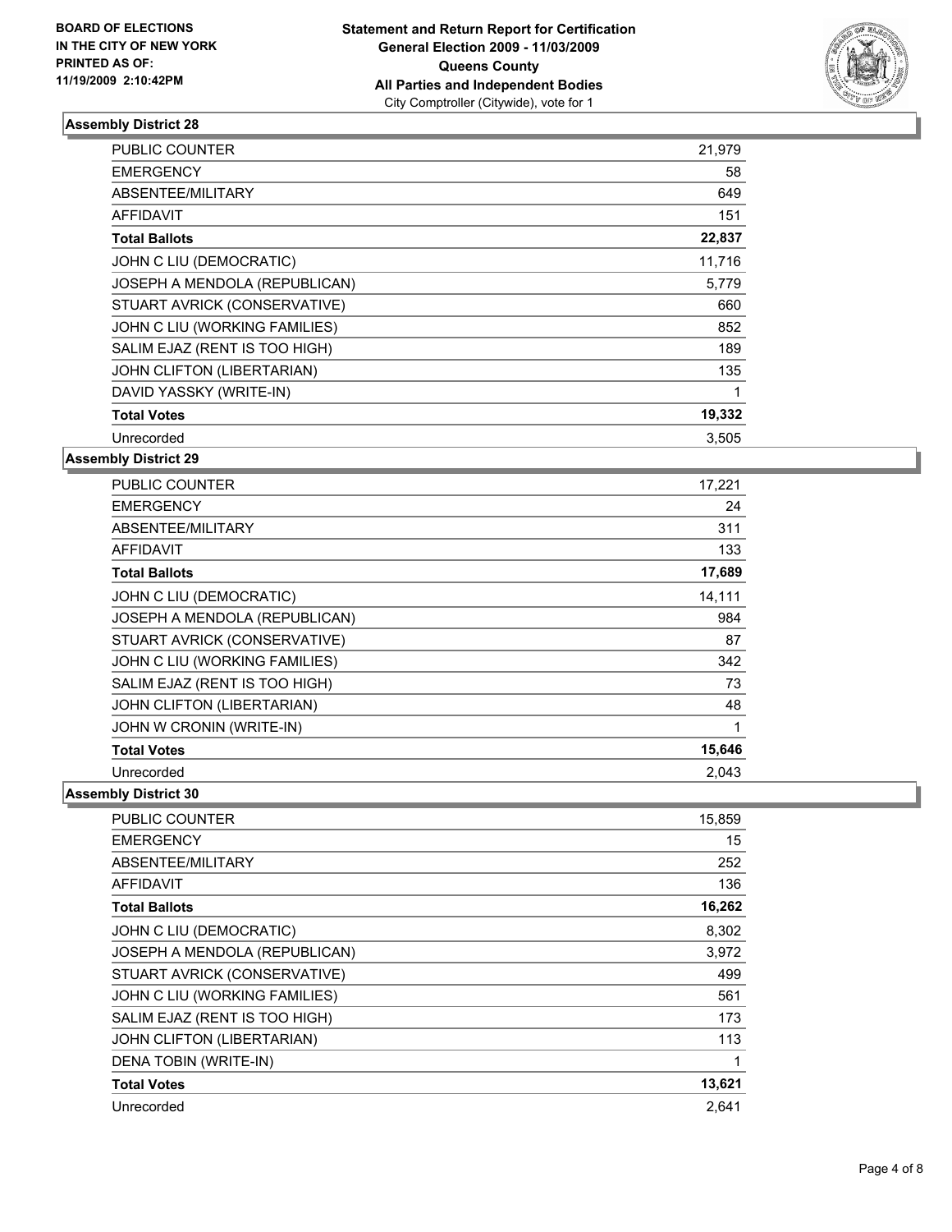**BOARD OF ELECTIONS IN THE CITY OF NEW YORK PRINTED AS OF: 11/19/2009 2:10:42PM**

**Statement and Return Report for Certification General Election 2009 - 11/03/2009 Queens County All Parties and Independent Bodies**
City Comptroller (Citywide), vote for 1

### Assembly District 28

| | |
|---|---|
| PUBLIC COUNTER | 21,979 |
| EMERGENCY | 58 |
| ABSENTEE/MILITARY | 649 |
| AFFIDAVIT | 151 |
| **Total Ballots** | **22,837** |
| JOHN C LIU (DEMOCRATIC) | 11,716 |
| JOSEPH A MENDOLA (REPUBLICAN) | 5,779 |
| STUART AVRICK (CONSERVATIVE) | 660 |
| JOHN C LIU (WORKING FAMILIES) | 852 |
| SALIM EJAZ (RENT IS TOO HIGH) | 189 |
| JOHN CLIFTON (LIBERTARIAN) | 135 |
| DAVID YASSKY (WRITE-IN) | 1 |
| **Total Votes** | **19,332** |
| Unrecorded | 3,505 |

### Assembly District 29

| | |
|---|---|
| PUBLIC COUNTER | 17,221 |
| EMERGENCY | 24 |
| ABSENTEE/MILITARY | 311 |
| AFFIDAVIT | 133 |
| **Total Ballots** | **17,689** |
| JOHN C LIU (DEMOCRATIC) | 14,111 |
| JOSEPH A MENDOLA (REPUBLICAN) | 984 |
| STUART AVRICK (CONSERVATIVE) | 87 |
| JOHN C LIU (WORKING FAMILIES) | 342 |
| SALIM EJAZ (RENT IS TOO HIGH) | 73 |
| JOHN CLIFTON (LIBERTARIAN) | 48 |
| JOHN W CRONIN (WRITE-IN) | 1 |
| **Total Votes** | **15,646** |
| Unrecorded | 2,043 |

### Assembly District 30

| | |
|---|---|
| PUBLIC COUNTER | 15,859 |
| EMERGENCY | 15 |
| ABSENTEE/MILITARY | 252 |
| AFFIDAVIT | 136 |
| **Total Ballots** | **16,262** |
| JOHN C LIU (DEMOCRATIC) | 8,302 |
| JOSEPH A MENDOLA (REPUBLICAN) | 3,972 |
| STUART AVRICK (CONSERVATIVE) | 499 |
| JOHN C LIU (WORKING FAMILIES) | 561 |
| SALIM EJAZ (RENT IS TOO HIGH) | 173 |
| JOHN CLIFTON (LIBERTARIAN) | 113 |
| DENA TOBIN (WRITE-IN) | 1 |
| **Total Votes** | **13,621** |
| Unrecorded | 2,641 |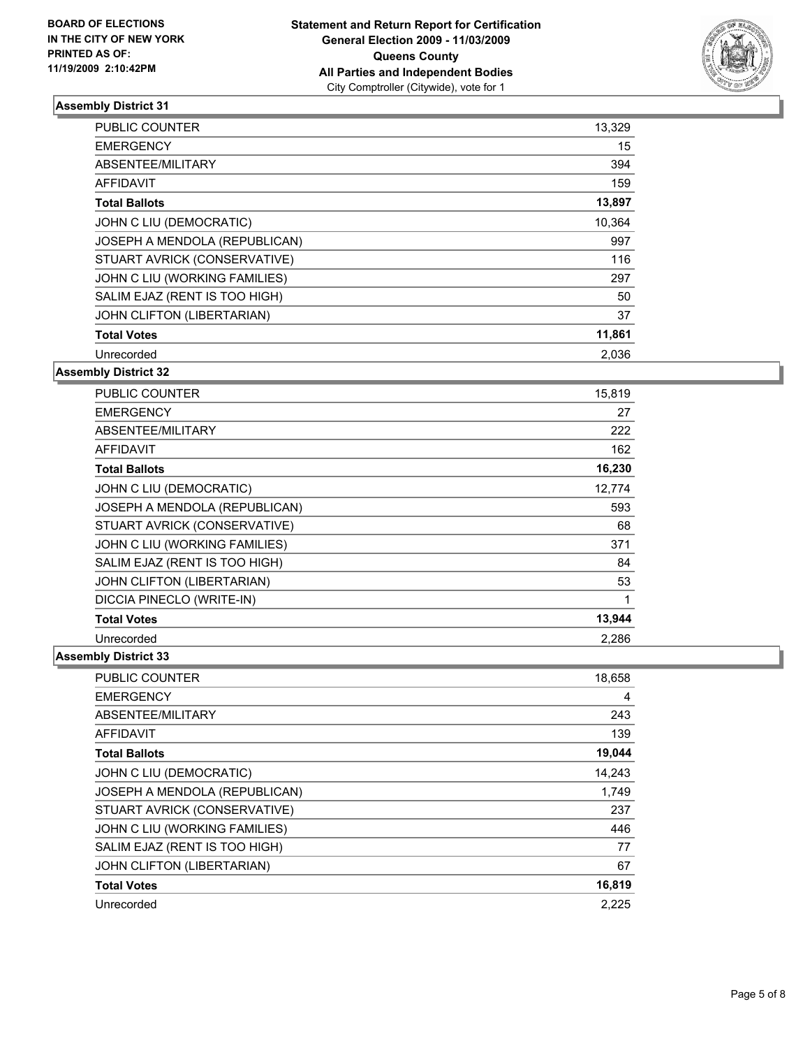BOARD OF ELECTIONS
IN THE CITY OF NEW YORK
PRINTED AS OF:
11/19/2009 2:10:42PM

**Statement and Return Report for Certification**
**General Election 2009 - 11/03/2009**
**Queens County**
**All Parties and Independent Bodies**
City Comptroller (Citywide), vote for 1

### Assembly District 31

| | |
|---|---|
| PUBLIC COUNTER | 13,329 |
| EMERGENCY | 15 |
| ABSENTEE/MILITARY | 394 |
| AFFIDAVIT | 159 |
| **Total Ballots** | **13,897** |
| JOHN C LIU (DEMOCRATIC) | 10,364 |
| JOSEPH A MENDOLA (REPUBLICAN) | 997 |
| STUART AVRICK (CONSERVATIVE) | 116 |
| JOHN C LIU (WORKING FAMILIES) | 297 |
| SALIM EJAZ (RENT IS TOO HIGH) | 50 |
| JOHN CLIFTON (LIBERTARIAN) | 37 |
| **Total Votes** | **11,861** |
| Unrecorded | 2,036 |

### Assembly District 32

| | |
|---|---|
| PUBLIC COUNTER | 15,819 |
| EMERGENCY | 27 |
| ABSENTEE/MILITARY | 222 |
| AFFIDAVIT | 162 |
| **Total Ballots** | **16,230** |
| JOHN C LIU (DEMOCRATIC) | 12,774 |
| JOSEPH A MENDOLA (REPUBLICAN) | 593 |
| STUART AVRICK (CONSERVATIVE) | 68 |
| JOHN C LIU (WORKING FAMILIES) | 371 |
| SALIM EJAZ (RENT IS TOO HIGH) | 84 |
| JOHN CLIFTON (LIBERTARIAN) | 53 |
| DICCIA PINECLO (WRITE-IN) | 1 |
| **Total Votes** | **13,944** |
| Unrecorded | 2,286 |

### Assembly District 33

| | |
|---|---|
| PUBLIC COUNTER | 18,658 |
| EMERGENCY | 4 |
| ABSENTEE/MILITARY | 243 |
| AFFIDAVIT | 139 |
| **Total Ballots** | **19,044** |
| JOHN C LIU (DEMOCRATIC) | 14,243 |
| JOSEPH A MENDOLA (REPUBLICAN) | 1,749 |
| STUART AVRICK (CONSERVATIVE) | 237 |
| JOHN C LIU (WORKING FAMILIES) | 446 |
| SALIM EJAZ (RENT IS TOO HIGH) | 77 |
| JOHN CLIFTON (LIBERTARIAN) | 67 |
| **Total Votes** | **16,819** |
| Unrecorded | 2,225 |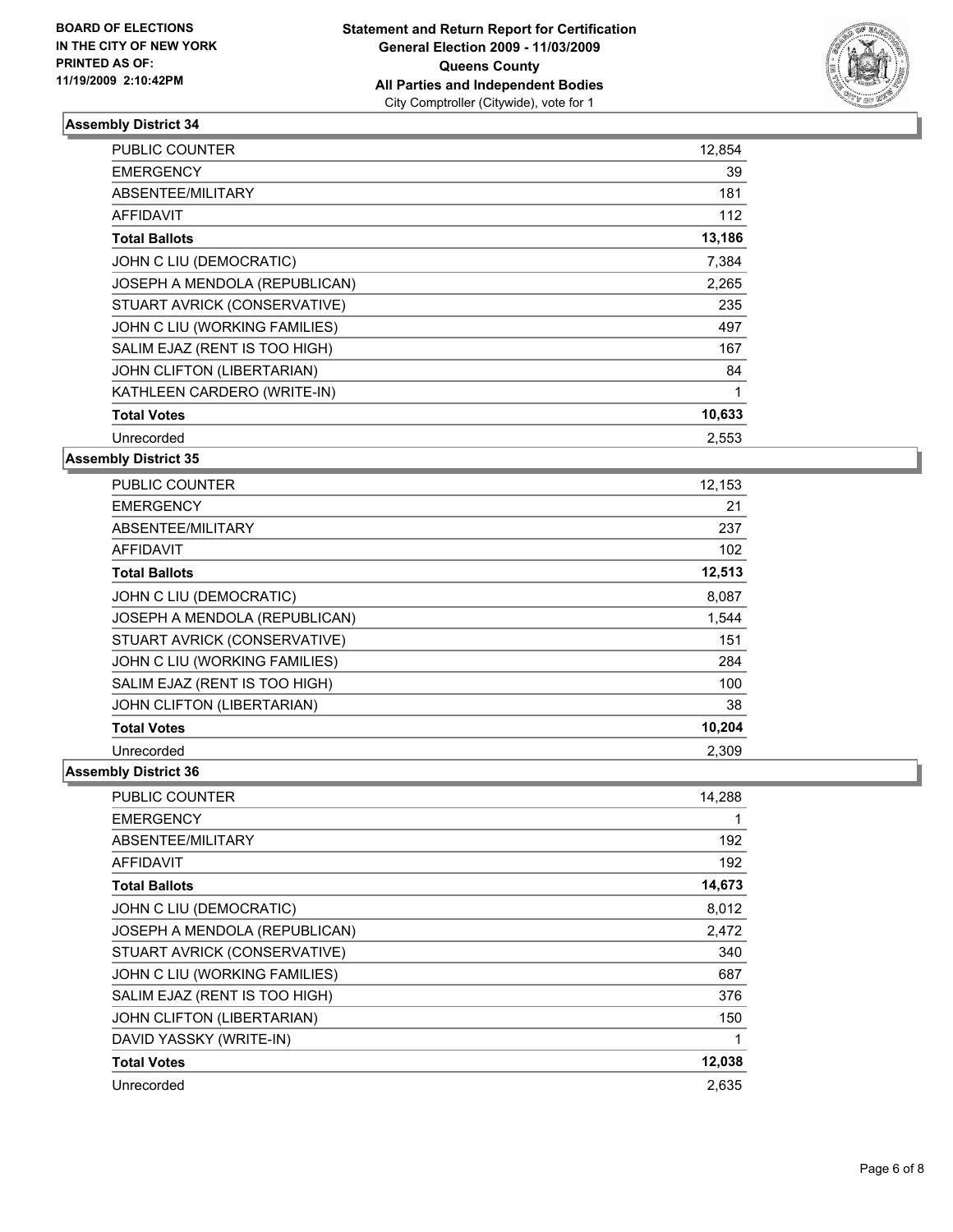BOARD OF ELECTIONS
IN THE CITY OF NEW YORK
PRINTED AS OF:
11/19/2009 2:10:42PM

**Statement and Return Report for Certification**
**General Election 2009 - 11/03/2009**
**Queens County**
**All Parties and Independent Bodies**
City Comptroller (Citywide), vote for 1

### Assembly District 34

| | |
|---|---|
| PUBLIC COUNTER | 12,854 |
| EMERGENCY | 39 |
| ABSENTEE/MILITARY | 181 |
| AFFIDAVIT | 112 |
| **Total Ballots** | **13,186** |
| JOHN C LIU (DEMOCRATIC) | 7,384 |
| JOSEPH A MENDOLA (REPUBLICAN) | 2,265 |
| STUART AVRICK (CONSERVATIVE) | 235 |
| JOHN C LIU (WORKING FAMILIES) | 497 |
| SALIM EJAZ (RENT IS TOO HIGH) | 167 |
| JOHN CLIFTON (LIBERTARIAN) | 84 |
| KATHLEEN CARDERO (WRITE-IN) | 1 |
| **Total Votes** | **10,633** |
| Unrecorded | 2,553 |

### Assembly District 35

| | |
|---|---|
| PUBLIC COUNTER | 12,153 |
| EMERGENCY | 21 |
| ABSENTEE/MILITARY | 237 |
| AFFIDAVIT | 102 |
| **Total Ballots** | **12,513** |
| JOHN C LIU (DEMOCRATIC) | 8,087 |
| JOSEPH A MENDOLA (REPUBLICAN) | 1,544 |
| STUART AVRICK (CONSERVATIVE) | 151 |
| JOHN C LIU (WORKING FAMILIES) | 284 |
| SALIM EJAZ (RENT IS TOO HIGH) | 100 |
| JOHN CLIFTON (LIBERTARIAN) | 38 |
| **Total Votes** | **10,204** |
| Unrecorded | 2,309 |

### Assembly District 36

| | |
|---|---|
| PUBLIC COUNTER | 14,288 |
| EMERGENCY | 1 |
| ABSENTEE/MILITARY | 192 |
| AFFIDAVIT | 192 |
| **Total Ballots** | **14,673** |
| JOHN C LIU (DEMOCRATIC) | 8,012 |
| JOSEPH A MENDOLA (REPUBLICAN) | 2,472 |
| STUART AVRICK (CONSERVATIVE) | 340 |
| JOHN C LIU (WORKING FAMILIES) | 687 |
| SALIM EJAZ (RENT IS TOO HIGH) | 376 |
| JOHN CLIFTON (LIBERTARIAN) | 150 |
| DAVID YASSKY (WRITE-IN) | 1 |
| **Total Votes** | **12,038** |
| Unrecorded | 2,635 |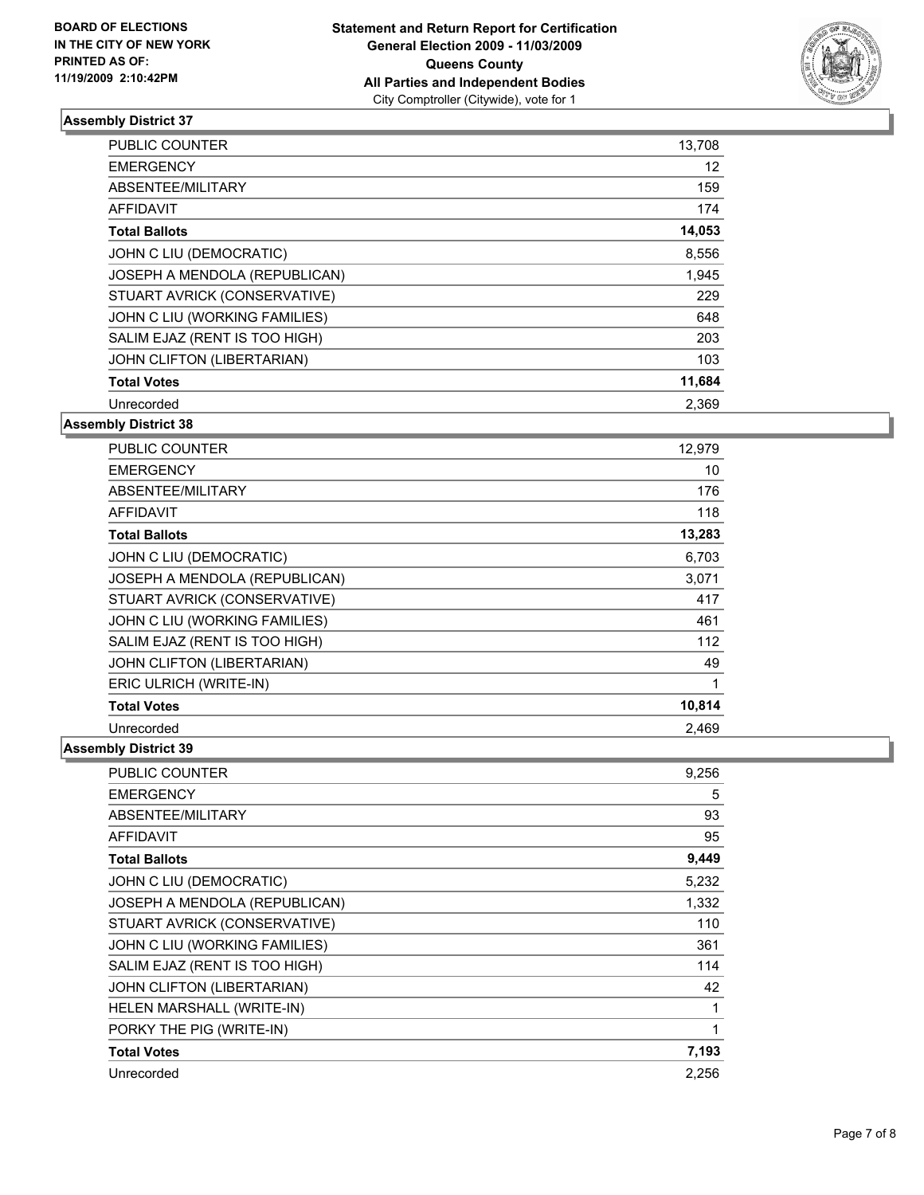**BOARD OF ELECTIONS IN THE CITY OF NEW YORK PRINTED AS OF: 11/19/2009 2:10:42PM**

**Statement and Return Report for Certification General Election 2009 - 11/03/2009 Queens County All Parties and Independent Bodies**
City Comptroller (Citywide), vote for 1

### Assembly District 37

| | |
|---|---|
| PUBLIC COUNTER | 13,708 |
| EMERGENCY | 12 |
| ABSENTEE/MILITARY | 159 |
| AFFIDAVIT | 174 |
| **Total Ballots** | **14,053** |
| JOHN C LIU (DEMOCRATIC) | 8,556 |
| JOSEPH A MENDOLA (REPUBLICAN) | 1,945 |
| STUART AVRICK (CONSERVATIVE) | 229 |
| JOHN C LIU (WORKING FAMILIES) | 648 |
| SALIM EJAZ (RENT IS TOO HIGH) | 203 |
| JOHN CLIFTON (LIBERTARIAN) | 103 |
| **Total Votes** | **11,684** |
| Unrecorded | 2,369 |

### Assembly District 38

| | |
|---|---|
| PUBLIC COUNTER | 12,979 |
| EMERGENCY | 10 |
| ABSENTEE/MILITARY | 176 |
| AFFIDAVIT | 118 |
| **Total Ballots** | **13,283** |
| JOHN C LIU (DEMOCRATIC) | 6,703 |
| JOSEPH A MENDOLA (REPUBLICAN) | 3,071 |
| STUART AVRICK (CONSERVATIVE) | 417 |
| JOHN C LIU (WORKING FAMILIES) | 461 |
| SALIM EJAZ (RENT IS TOO HIGH) | 112 |
| JOHN CLIFTON (LIBERTARIAN) | 49 |
| ERIC ULRICH (WRITE-IN) | 1 |
| **Total Votes** | **10,814** |
| Unrecorded | 2,469 |

### Assembly District 39

| | |
|---|---|
| PUBLIC COUNTER | 9,256 |
| EMERGENCY | 5 |
| ABSENTEE/MILITARY | 93 |
| AFFIDAVIT | 95 |
| **Total Ballots** | **9,449** |
| JOHN C LIU (DEMOCRATIC) | 5,232 |
| JOSEPH A MENDOLA (REPUBLICAN) | 1,332 |
| STUART AVRICK (CONSERVATIVE) | 110 |
| JOHN C LIU (WORKING FAMILIES) | 361 |
| SALIM EJAZ (RENT IS TOO HIGH) | 114 |
| JOHN CLIFTON (LIBERTARIAN) | 42 |
| HELEN MARSHALL (WRITE-IN) | 1 |
| PORKY THE PIG (WRITE-IN) | 1 |
| **Total Votes** | **7,193** |
| Unrecorded | 2,256 |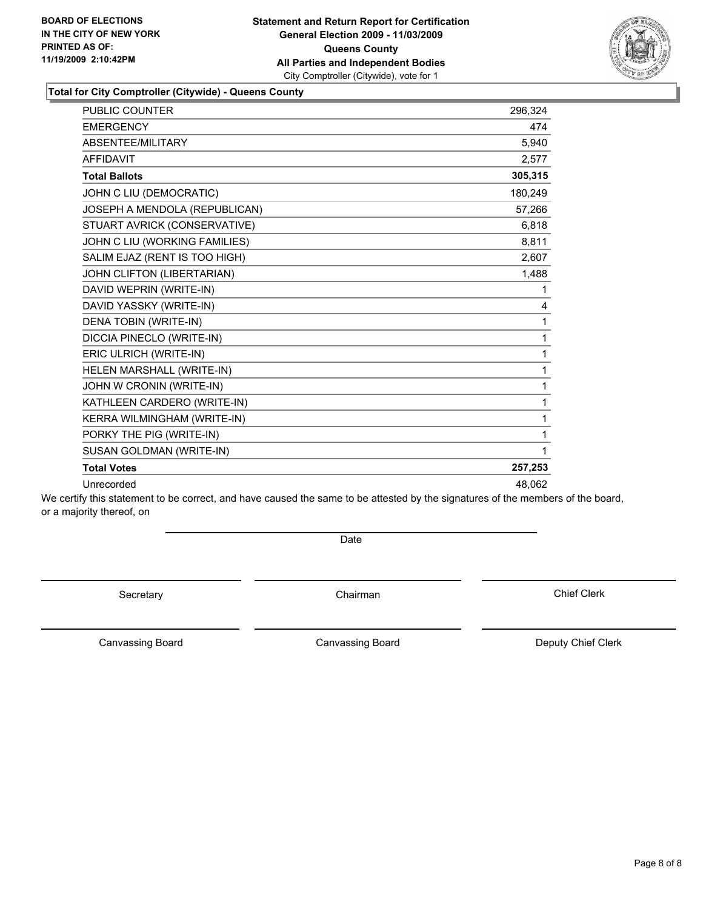**BOARD OF ELECTIONS IN THE CITY OF NEW YORK PRINTED AS OF: 11/19/2009 2:10:42PM**

**Statement and Return Report for Certification**
**General Election 2009 - 11/03/2009**
**Queens County**
**All Parties and Independent Bodies**
City Comptroller (Citywide), vote for 1

### Total for City Comptroller (Citywide) - Queens County

| | |
|---|---|
| PUBLIC COUNTER | 296,324 |
| EMERGENCY | 474 |
| ABSENTEE/MILITARY | 5,940 |
| AFFIDAVIT | 2,577 |
| **Total Ballots** | **305,315** |
| JOHN C LIU (DEMOCRATIC) | 180,249 |
| JOSEPH A MENDOLA (REPUBLICAN) | 57,266 |
| STUART AVRICK (CONSERVATIVE) | 6,818 |
| JOHN C LIU (WORKING FAMILIES) | 8,811 |
| SALIM EJAZ (RENT IS TOO HIGH) | 2,607 |
| JOHN CLIFTON (LIBERTARIAN) | 1,488 |
| DAVID WEPRIN (WRITE-IN) | 1 |
| DAVID YASSKY (WRITE-IN) | 4 |
| DENA TOBIN (WRITE-IN) | 1 |
| DICCIA PINECLO (WRITE-IN) | 1 |
| ERIC ULRICH (WRITE-IN) | 1 |
| HELEN MARSHALL (WRITE-IN) | 1 |
| JOHN W CRONIN (WRITE-IN) | 1 |
| KATHLEEN CARDERO (WRITE-IN) | 1 |
| KERRA WILMINGHAM (WRITE-IN) | 1 |
| PORKY THE PIG (WRITE-IN) | 1 |
| SUSAN GOLDMAN (WRITE-IN) | 1 |
| **Total Votes** | **257,253** |
| Unrecorded | 48,062 |

We certify this statement to be correct, and have caused the same to be attested by the signatures of the members of the board, or a majority thereof, on

Date

Secretary    Chairman    Chief Clerk

Canvassing Board    Canvassing Board    Deputy Chief Clerk